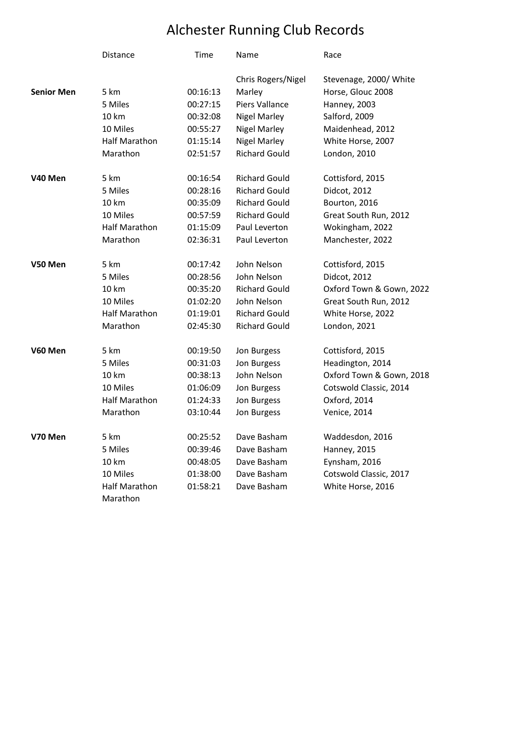# Alchester Running Club Records

| | Distance | Time | Name | Race |
|---|---|---|---|---|
| **Senior Men** | 5 km | 00:16:13 | Chris Rogers/Nigel Marley | Stevenage, 2000/ White Horse, Glouc 2008 |
| | 5 Miles | 00:27:15 | Piers Vallance | Hanney, 2003 |
| | 10 km | 00:32:08 | Nigel Marley | Salford, 2009 |
| | 10 Miles | 00:55:27 | Nigel Marley | Maidenhead, 2012 |
| | Half Marathon | 01:15:14 | Nigel Marley | White Horse, 2007 |
| | Marathon | 02:51:57 | Richard Gould | London, 2010 |
| **V40 Men** | 5 km | 00:16:54 | Richard Gould | Cottisford, 2015 |
| | 5 Miles | 00:28:16 | Richard Gould | Didcot, 2012 |
| | 10 km | 00:35:09 | Richard Gould | Bourton, 2016 |
| | 10 Miles | 00:57:59 | Richard Gould | Great South Run, 2012 |
| | Half Marathon | 01:15:09 | Paul Leverton | Wokingham, 2022 |
| | Marathon | 02:36:31 | Paul Leverton | Manchester, 2022 |
| **V50 Men** | 5 km | 00:17:42 | John Nelson | Cottisford, 2015 |
| | 5 Miles | 00:28:56 | John Nelson | Didcot, 2012 |
| | 10 km | 00:35:20 | Richard Gould | Oxford Town & Gown, 2022 |
| | 10 Miles | 01:02:20 | John Nelson | Great South Run, 2012 |
| | Half Marathon | 01:19:01 | Richard Gould | White Horse, 2022 |
| | Marathon | 02:45:30 | Richard Gould | London, 2021 |
| **V60 Men** | 5 km | 00:19:50 | Jon Burgess | Cottisford, 2015 |
| | 5 Miles | 00:31:03 | Jon Burgess | Headington, 2014 |
| | 10 km | 00:38:13 | John Nelson | Oxford Town & Gown, 2018 |
| | 10 Miles | 01:06:09 | Jon Burgess | Cotswold Classic, 2014 |
| | Half Marathon | 01:24:33 | Jon Burgess | Oxford, 2014 |
| | Marathon | 03:10:44 | Jon Burgess | Venice, 2014 |
| **V70 Men** | 5 km | 00:25:52 | Dave Basham | Waddesdon, 2016 |
| | 5 Miles | 00:39:46 | Dave Basham | Hanney, 2015 |
| | 10 km | 00:48:05 | Dave Basham | Eynsham, 2016 |
| | 10 Miles | 01:38:00 | Dave Basham | Cotswold Classic, 2017 |
| | Half Marathon | 01:58:21 | Dave Basham | White Horse, 2016 |
| | Marathon | | | |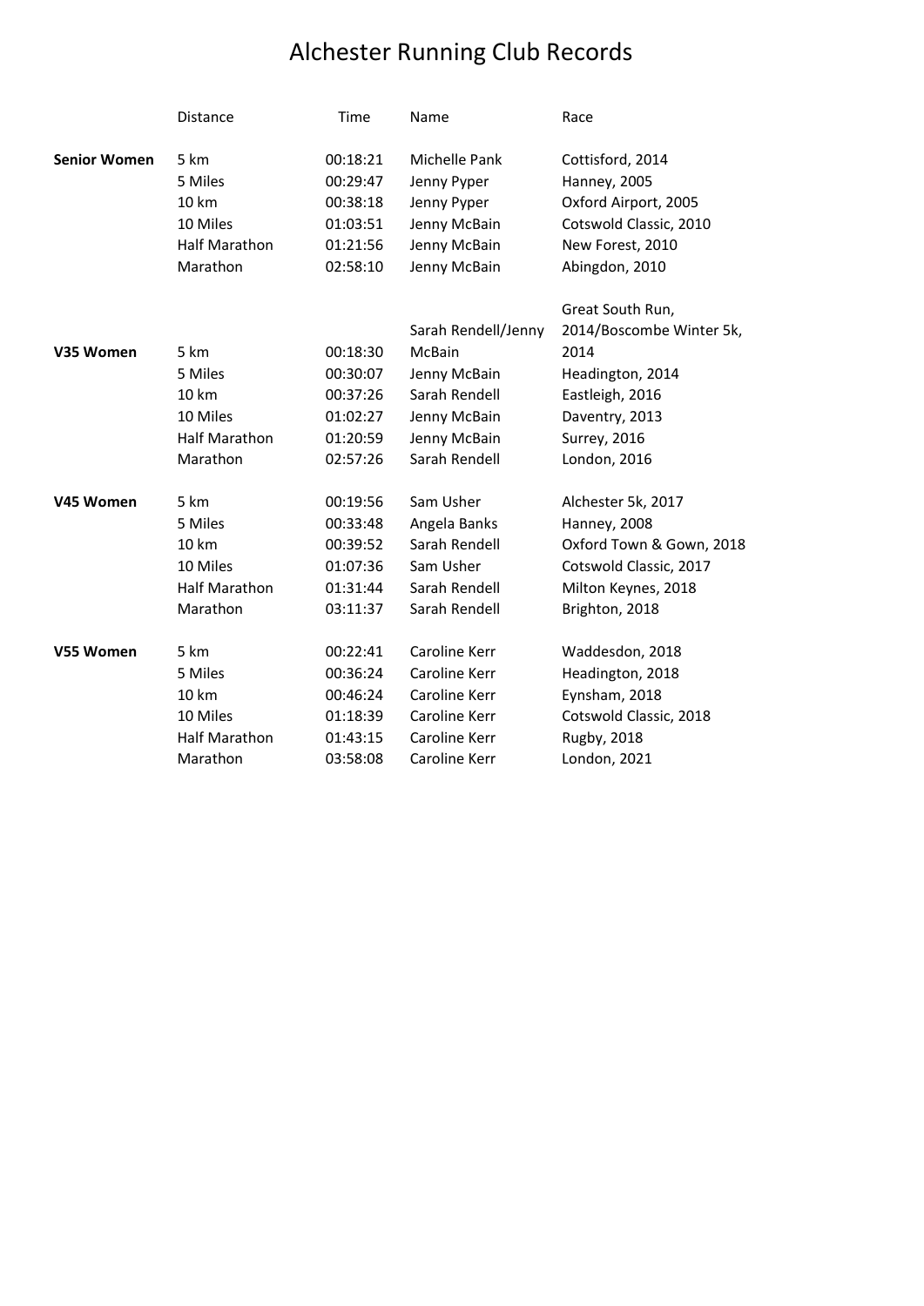# Alchester Running Club Records

| | Distance | Time | Name | Race |
|---|---|---|---|---|
| **Senior Women** | 5 km | 00:18:21 | Michelle Pank | Cottisford, 2014 |
| | 5 Miles | 00:29:47 | Jenny Pyper | Hanney, 2005 |
| | 10 km | 00:38:18 | Jenny Pyper | Oxford Airport, 2005 |
| | 10 Miles | 01:03:51 | Jenny McBain | Cotswold Classic, 2010 |
| | Half Marathon | 01:21:56 | Jenny McBain | New Forest, 2010 |
| | Marathon | 02:58:10 | Jenny McBain | Abingdon, 2010 |
| **V35 Women** | 5 km | 00:18:30 | Sarah Rendell/Jenny McBain | Great South Run, 2014/Boscombe Winter 5k, 2014 |
| | 5 Miles | 00:30:07 | Jenny McBain | Headington, 2014 |
| | 10 km | 00:37:26 | Sarah Rendell | Eastleigh, 2016 |
| | 10 Miles | 01:02:27 | Jenny McBain | Daventry, 2013 |
| | Half Marathon | 01:20:59 | Jenny McBain | Surrey, 2016 |
| | Marathon | 02:57:26 | Sarah Rendell | London, 2016 |
| **V45 Women** | 5 km | 00:19:56 | Sam Usher | Alchester 5k, 2017 |
| | 5 Miles | 00:33:48 | Angela Banks | Hanney, 2008 |
| | 10 km | 00:39:52 | Sarah Rendell | Oxford Town & Gown, 2018 |
| | 10 Miles | 01:07:36 | Sam Usher | Cotswold Classic, 2017 |
| | Half Marathon | 01:31:44 | Sarah Rendell | Milton Keynes, 2018 |
| | Marathon | 03:11:37 | Sarah Rendell | Brighton, 2018 |
| **V55 Women** | 5 km | 00:22:41 | Caroline Kerr | Waddesdon, 2018 |
| | 5 Miles | 00:36:24 | Caroline Kerr | Headington, 2018 |
| | 10 km | 00:46:24 | Caroline Kerr | Eynsham, 2018 |
| | 10 Miles | 01:18:39 | Caroline Kerr | Cotswold Classic, 2018 |
| | Half Marathon | 01:43:15 | Caroline Kerr | Rugby, 2018 |
| | Marathon | 03:58:08 | Caroline Kerr | London, 2021 |